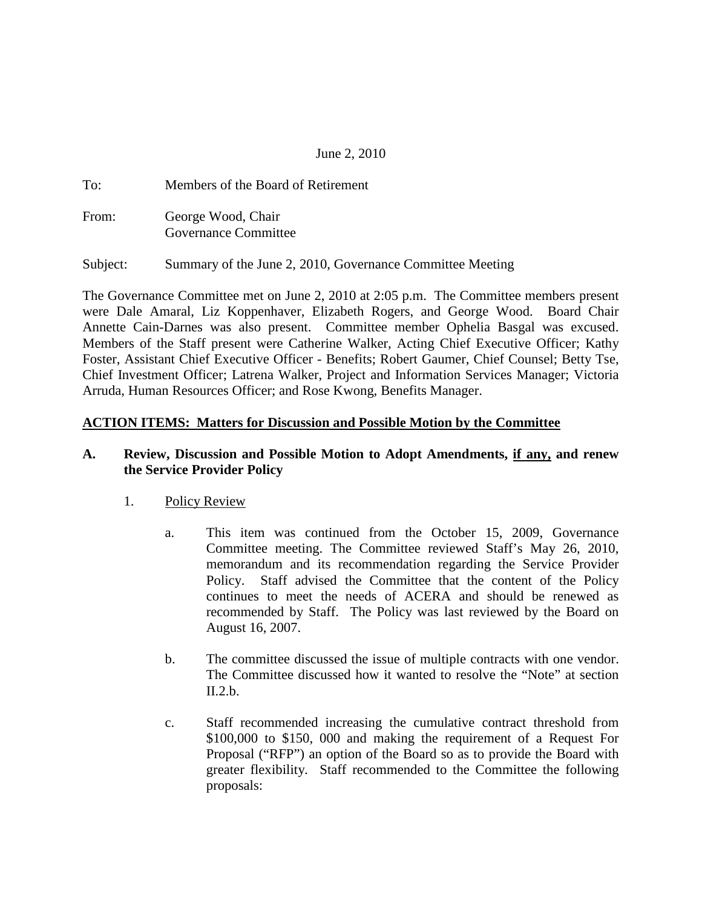June 2, 2010

To: Members of the Board of Retirement

From: George Wood, Chair
Governance Committee

Subject: Summary of the June 2, 2010, Governance Committee Meeting

The Governance Committee met on June 2, 2010 at 2:05 p.m. The Committee members present were Dale Amaral, Liz Koppenhaver, Elizabeth Rogers, and George Wood. Board Chair Annette Cain-Darnes was also present. Committee member Ophelia Basgal was excused. Members of the Staff present were Catherine Walker, Acting Chief Executive Officer; Kathy Foster, Assistant Chief Executive Officer - Benefits; Robert Gaumer, Chief Counsel; Betty Tse, Chief Investment Officer; Latrena Walker, Project and Information Services Manager; Victoria Arruda, Human Resources Officer; and Rose Kwong, Benefits Manager.

**ACTION ITEMS: Matters for Discussion and Possible Motion by the Committee**

**A. Review, Discussion and Possible Motion to Adopt Amendments, if any, and renew the Service Provider Policy**

1. Policy Review

   a. This item was continued from the October 15, 2009, Governance Committee meeting. The Committee reviewed Staff's May 26, 2010, memorandum and its recommendation regarding the Service Provider Policy. Staff advised the Committee that the content of the Policy continues to meet the needs of ACERA and should be renewed as recommended by Staff. The Policy was last reviewed by the Board on August 16, 2007.

   b. The committee discussed the issue of multiple contracts with one vendor. The Committee discussed how it wanted to resolve the "Note" at section II.2.b.

   c. Staff recommended increasing the cumulative contract threshold from \$100,000 to \$150, 000 and making the requirement of a Request For Proposal ("RFP") an option of the Board so as to provide the Board with greater flexibility. Staff recommended to the Committee the following proposals: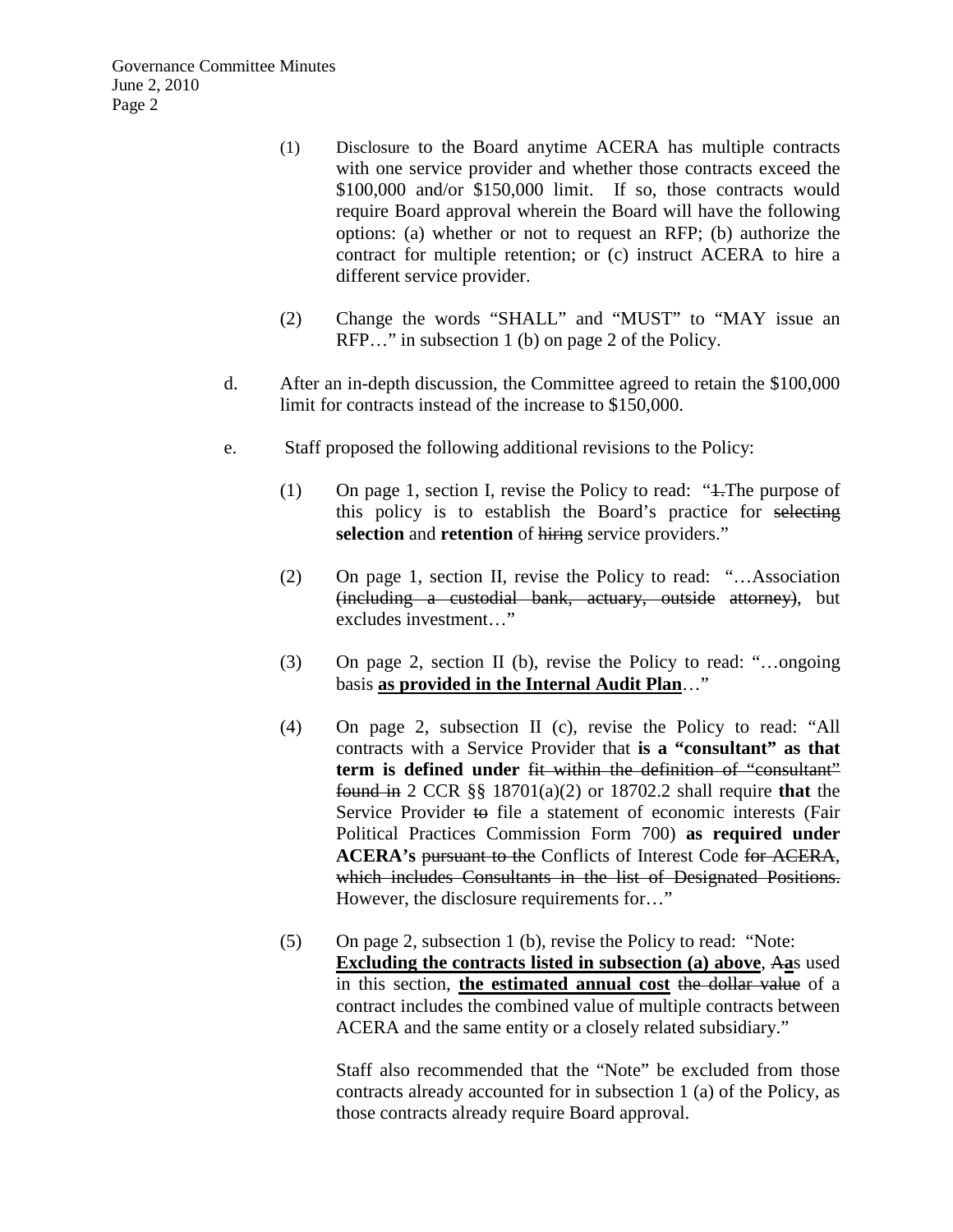(1) Disclosure to the Board anytime ACERA has multiple contracts with one service provider and whether those contracts exceed the \$100,000 and/or \$150,000 limit. If so, those contracts would require Board approval wherein the Board will have the following options: (a) whether or not to request an RFP; (b) authorize the contract for multiple retention; or (c) instruct ACERA to hire a different service provider.

(2) Change the words "SHALL" and "MUST" to "MAY issue an RFP…" in subsection 1 (b) on page 2 of the Policy.

d. After an in-depth discussion, the Committee agreed to retain the \$100,000 limit for contracts instead of the increase to \$150,000.

e. Staff proposed the following additional revisions to the Policy:

(1) On page 1, section I, revise the Policy to read: "~~1.~~The purpose of this policy is to establish the Board's practice for ~~selecting~~ **selection** and **retention** of ~~hiring~~ service providers."

(2) On page 1, section II, revise the Policy to read: "…Association ~~(including a custodial bank, actuary, outside attorney)~~, but excludes investment…"

(3) On page 2, section II (b), revise the Policy to read: "…ongoing basis **<u>as provided in the Internal Audit Plan</u>**…"

(4) On page 2, subsection II (c), revise the Policy to read: "All contracts with a Service Provider that **is a "consultant" as that term is defined under** ~~fit within the definition of "consultant" found in~~ 2 CCR §§ 18701(a)(2) or 18702.2 shall require **that** the Service Provider ~~to~~ file a statement of economic interests (Fair Political Practices Commission Form 700) **as required under ACERA's** ~~pursuant to the~~ Conflicts of Interest Code ~~for ACERA, which includes Consultants in the list of Designated Positions.~~ However, the disclosure requirements for…"

(5) On page 2, subsection 1 (b), revise the Policy to read: "Note: **<u>Excluding the contracts listed in subsection (a) above</u>**, ~~A~~**<u>a</u>**s used in this section, **<u>the estimated annual cost</u>** ~~the dollar value~~ of a contract includes the combined value of multiple contracts between ACERA and the same entity or a closely related subsidiary."

Staff also recommended that the "Note" be excluded from those contracts already accounted for in subsection 1 (a) of the Policy, as those contracts already require Board approval.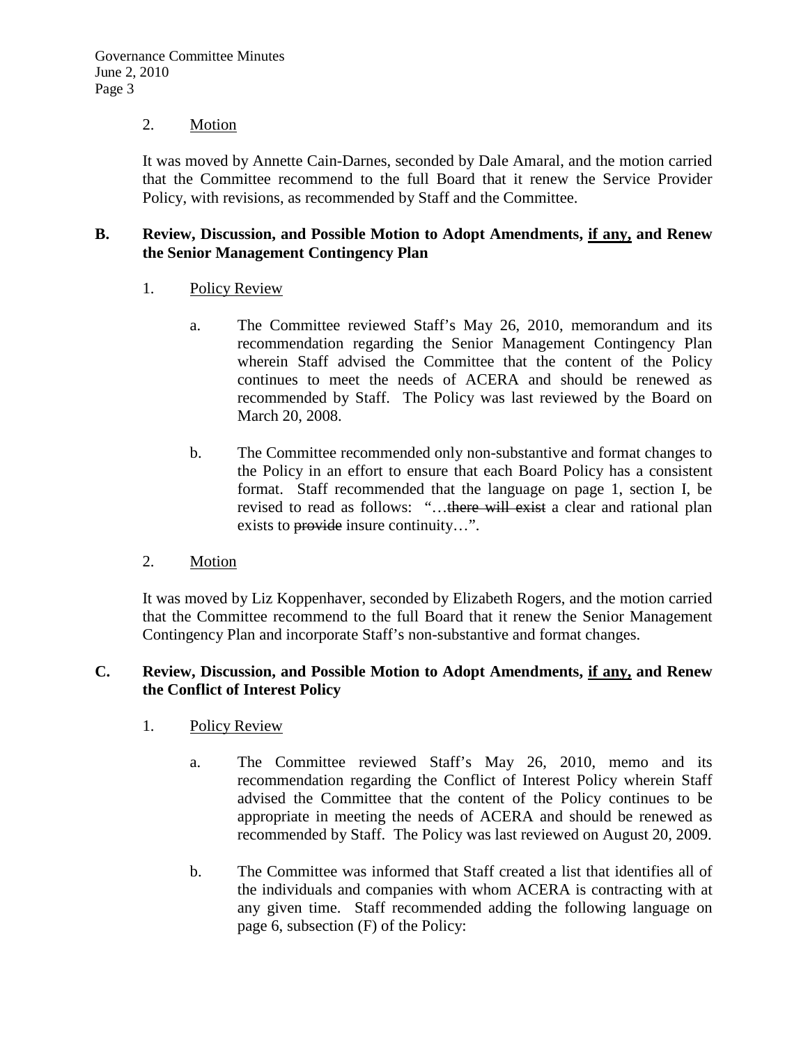2. Motion

It was moved by Annette Cain-Darnes, seconded by Dale Amaral, and the motion carried that the Committee recommend to the full Board that it renew the Service Provider Policy, with revisions, as recommended by Staff and the Committee.

**B. Review, Discussion, and Possible Motion to Adopt Amendments, if any, and Renew the Senior Management Contingency Plan**

1. Policy Review

   a. The Committee reviewed Staff's May 26, 2010, memorandum and its recommendation regarding the Senior Management Contingency Plan wherein Staff advised the Committee that the content of the Policy continues to meet the needs of ACERA and should be renewed as recommended by Staff. The Policy was last reviewed by the Board on March 20, 2008.

   b. The Committee recommended only non-substantive and format changes to the Policy in an effort to ensure that each Board Policy has a consistent format. Staff recommended that the language on page 1, section I, be revised to read as follows: "…~~there will exist~~ a clear and rational plan exists to ~~provide~~ insure continuity…".

2. Motion

It was moved by Liz Koppenhaver, seconded by Elizabeth Rogers, and the motion carried that the Committee recommend to the full Board that it renew the Senior Management Contingency Plan and incorporate Staff's non-substantive and format changes.

**C. Review, Discussion, and Possible Motion to Adopt Amendments, if any, and Renew the Conflict of Interest Policy**

1. Policy Review

   a. The Committee reviewed Staff's May 26, 2010, memo and its recommendation regarding the Conflict of Interest Policy wherein Staff advised the Committee that the content of the Policy continues to be appropriate in meeting the needs of ACERA and should be renewed as recommended by Staff. The Policy was last reviewed on August 20, 2009.

   b. The Committee was informed that Staff created a list that identifies all of the individuals and companies with whom ACERA is contracting with at any given time. Staff recommended adding the following language on page 6, subsection (F) of the Policy: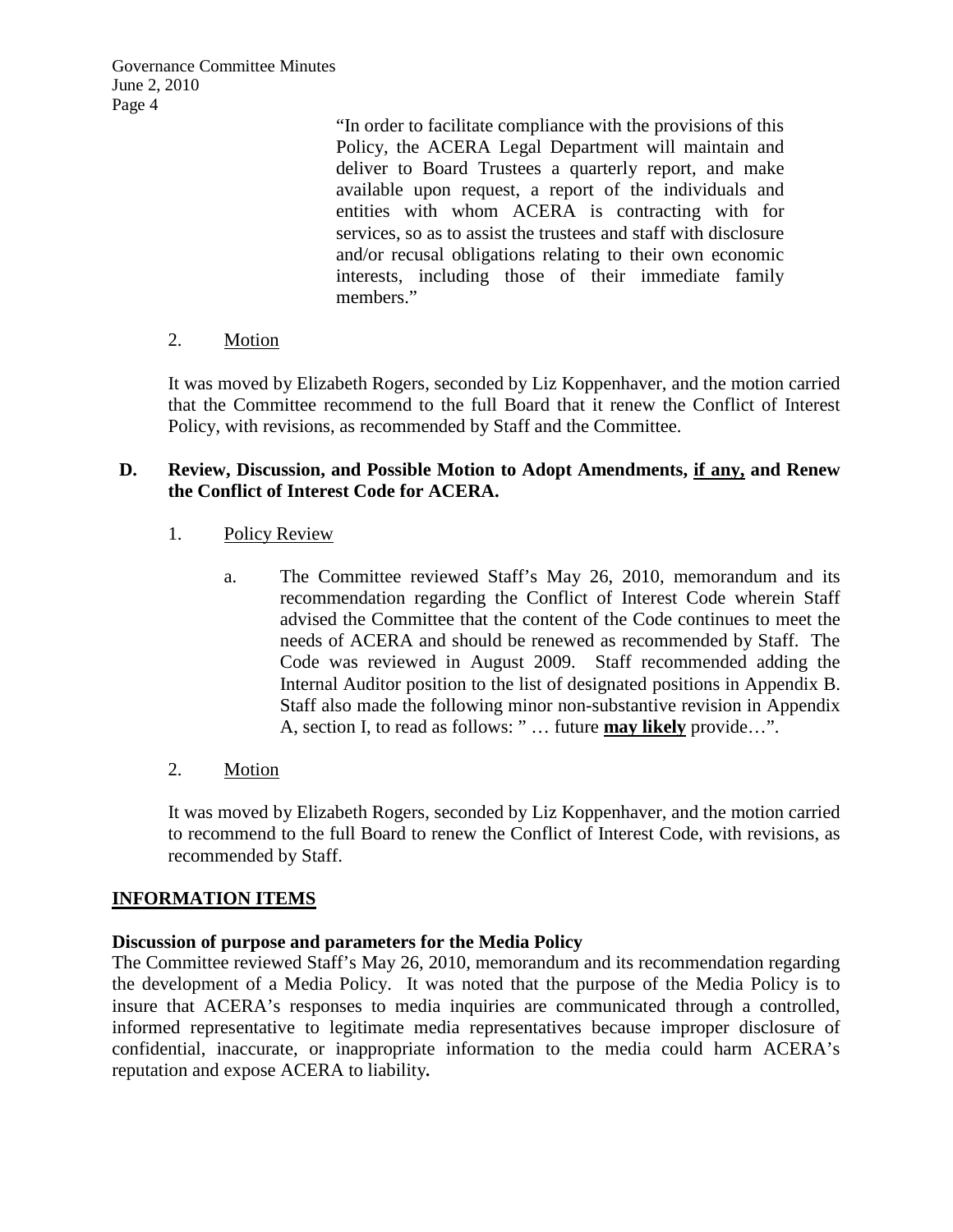> "In order to facilitate compliance with the provisions of this Policy, the ACERA Legal Department will maintain and deliver to Board Trustees a quarterly report, and make available upon request, a report of the individuals and entities with whom ACERA is contracting with for services, so as to assist the trustees and staff with disclosure and/or recusal obligations relating to their own economic interests, including those of their immediate family members."

2. Motion

It was moved by Elizabeth Rogers, seconded by Liz Koppenhaver, and the motion carried that the Committee recommend to the full Board that it renew the Conflict of Interest Policy, with revisions, as recommended by Staff and the Committee.

**D. Review, Discussion, and Possible Motion to Adopt Amendments, if any, and Renew the Conflict of Interest Code for ACERA.**

1. Policy Review

   a. The Committee reviewed Staff's May 26, 2010, memorandum and its recommendation regarding the Conflict of Interest Code wherein Staff advised the Committee that the content of the Code continues to meet the needs of ACERA and should be renewed as recommended by Staff. The Code was reviewed in August 2009. Staff recommended adding the Internal Auditor position to the list of designated positions in Appendix B. Staff also made the following minor non-substantive revision in Appendix A, section I, to read as follows: " … future **may likely** provide…".

2. Motion

It was moved by Elizabeth Rogers, seconded by Liz Koppenhaver, and the motion carried to recommend to the full Board to renew the Conflict of Interest Code, with revisions, as recommended by Staff.

## INFORMATION ITEMS

**Discussion of purpose and parameters for the Media Policy**

The Committee reviewed Staff's May 26, 2010, memorandum and its recommendation regarding the development of a Media Policy. It was noted that the purpose of the Media Policy is to insure that ACERA's responses to media inquiries are communicated through a controlled, informed representative to legitimate media representatives because improper disclosure of confidential, inaccurate, or inappropriate information to the media could harm ACERA's reputation and expose ACERA to liability.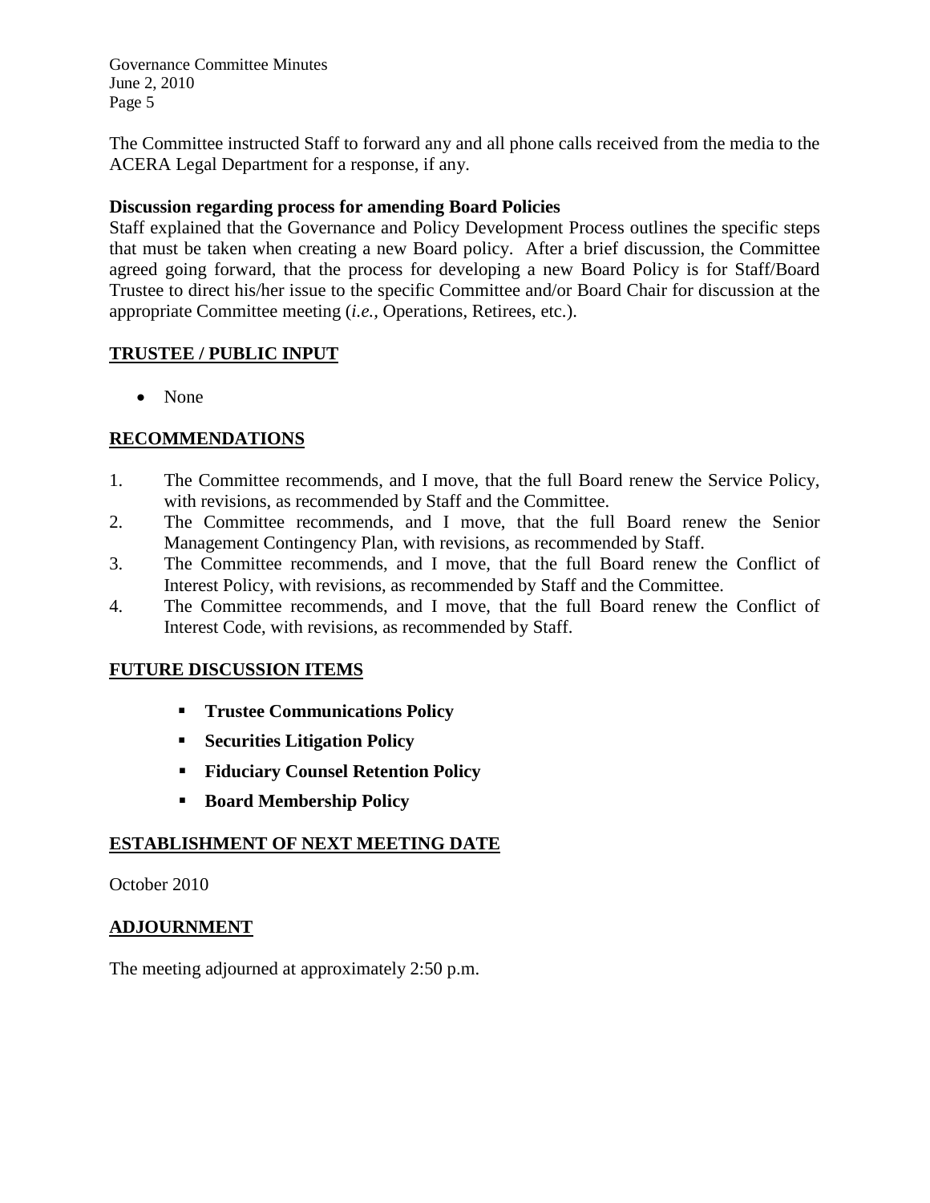The Committee instructed Staff to forward any and all phone calls received from the media to the ACERA Legal Department for a response, if any.

**Discussion regarding process for amending Board Policies**

Staff explained that the Governance and Policy Development Process outlines the specific steps that must be taken when creating a new Board policy. After a brief discussion, the Committee agreed going forward, that the process for developing a new Board Policy is for Staff/Board Trustee to direct his/her issue to the specific Committee and/or Board Chair for discussion at the appropriate Committee meeting (*i.e.,* Operations, Retirees, etc.).

## TRUSTEE / PUBLIC INPUT

- None

## RECOMMENDATIONS

1. The Committee recommends, and I move, that the full Board renew the Service Policy, with revisions, as recommended by Staff and the Committee.
2. The Committee recommends, and I move, that the full Board renew the Senior Management Contingency Plan, with revisions, as recommended by Staff.
3. The Committee recommends, and I move, that the full Board renew the Conflict of Interest Policy, with revisions, as recommended by Staff and the Committee.
4. The Committee recommends, and I move, that the full Board renew the Conflict of Interest Code, with revisions, as recommended by Staff.

## FUTURE DISCUSSION ITEMS

- **Trustee Communications Policy**
- **Securities Litigation Policy**
- **Fiduciary Counsel Retention Policy**
- **Board Membership Policy**

## ESTABLISHMENT OF NEXT MEETING DATE

October 2010

## ADJOURNMENT

The meeting adjourned at approximately 2:50 p.m.